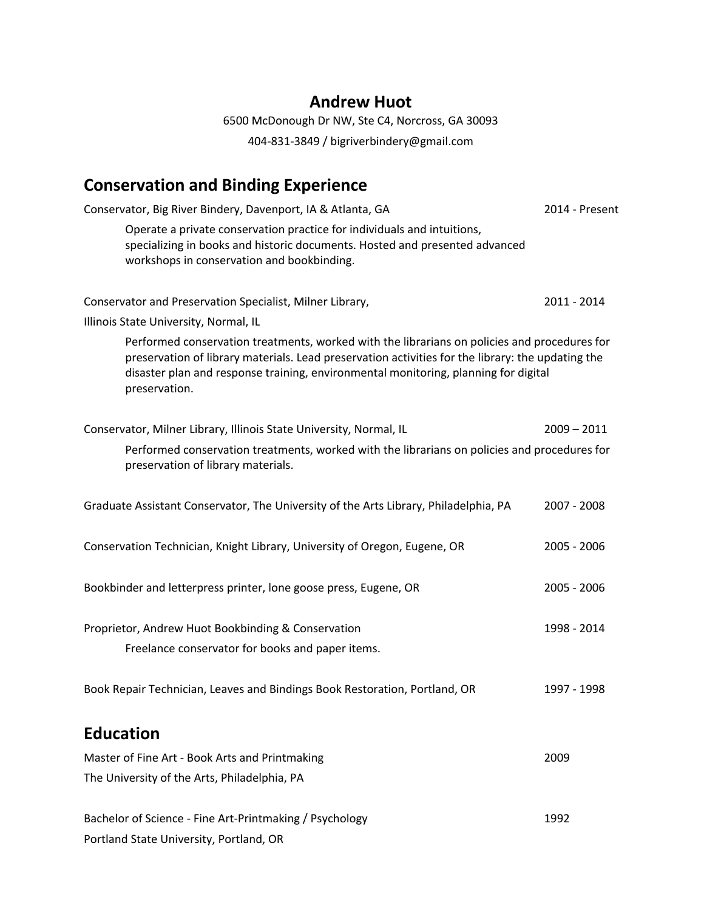# Andrew Huot

6500 McDonough Dr NW, Ste C4, Norcross, GA 30093

404-831-3849 / bigriverbindery@gmail.com

## Conservation and Binding Experience

Conservator, Big River Bindery, Davenport, IA & Atlanta, GA — 2014 - Present

> Operate a private conservation practice for individuals and intuitions, specializing in books and historic documents. Hosted and presented advanced workshops in conservation and bookbinding.

Conservator and Preservation Specialist, Milner Library, Illinois State University, Normal, IL — 2011 - 2014

> Performed conservation treatments, worked with the librarians on policies and procedures for preservation of library materials. Lead preservation activities for the library: the updating the disaster plan and response training, environmental monitoring, planning for digital preservation.

Conservator, Milner Library, Illinois State University, Normal, IL — 2009 – 2011

> Performed conservation treatments, worked with the librarians on policies and procedures for preservation of library materials.

Graduate Assistant Conservator, The University of the Arts Library, Philadelphia, PA — 2007 - 2008

Conservation Technician, Knight Library, University of Oregon, Eugene, OR — 2005 - 2006

Bookbinder and letterpress printer, lone goose press, Eugene, OR — 2005 - 2006

Proprietor, Andrew Huot Bookbinding & Conservation — 1998 - 2014

> Freelance conservator for books and paper items.

Book Repair Technician, Leaves and Bindings Book Restoration, Portland, OR — 1997 - 1998

## Education

Master of Fine Art - Book Arts and Printmaking — 2009
The University of the Arts, Philadelphia, PA

Bachelor of Science - Fine Art-Printmaking / Psychology — 1992
Portland State University, Portland, OR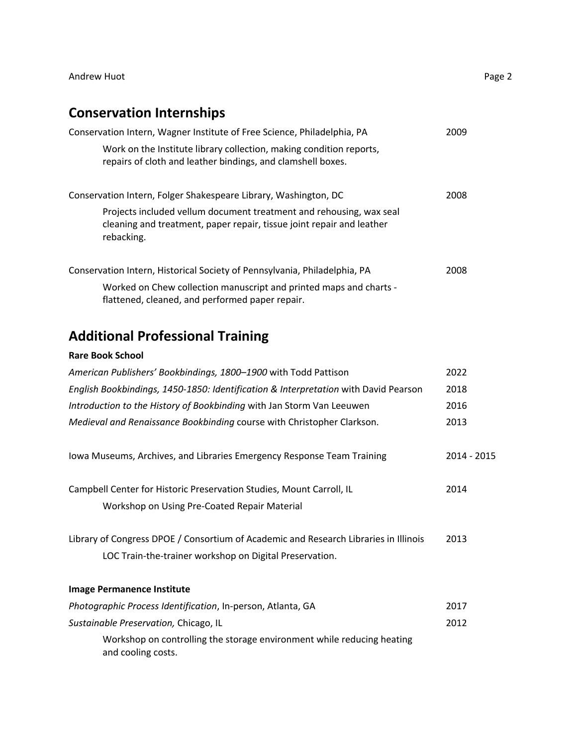## Conservation Internships

Conservation Intern, Wagner Institute of Free Science, Philadelphia, PA — 2009

> Work on the Institute library collection, making condition reports, repairs of cloth and leather bindings, and clamshell boxes.

Conservation Intern, Folger Shakespeare Library, Washington, DC — 2008

> Projects included vellum document treatment and rehousing, wax seal cleaning and treatment, paper repair, tissue joint repair and leather rebacking.

Conservation Intern, Historical Society of Pennsylvania, Philadelphia, PA — 2008

> Worked on Chew collection manuscript and printed maps and charts - flattened, cleaned, and performed paper repair.

## Additional Professional Training

**Rare Book School**

*American Publishers' Bookbindings, 1800–1900* with Todd Pattison — 2022

*English Bookbindings, 1450-1850: Identification & Interpretation* with David Pearson — 2018

*Introduction to the History of Bookbinding* with Jan Storm Van Leeuwen — 2016

*Medieval and Renaissance Bookbinding* course with Christopher Clarkson. — 2013

Iowa Museums, Archives, and Libraries Emergency Response Team Training — 2014 - 2015

Campbell Center for Historic Preservation Studies, Mount Carroll, IL — 2014

> Workshop on Using Pre-Coated Repair Material

Library of Congress DPOE / Consortium of Academic and Research Libraries in Illinois — 2013

> LOC Train-the-trainer workshop on Digital Preservation.

**Image Permanence Institute**

*Photographic Process Identification*, In-person, Atlanta, GA — 2017

*Sustainable Preservation,* Chicago, IL — 2012

> Workshop on controlling the storage environment while reducing heating and cooling costs.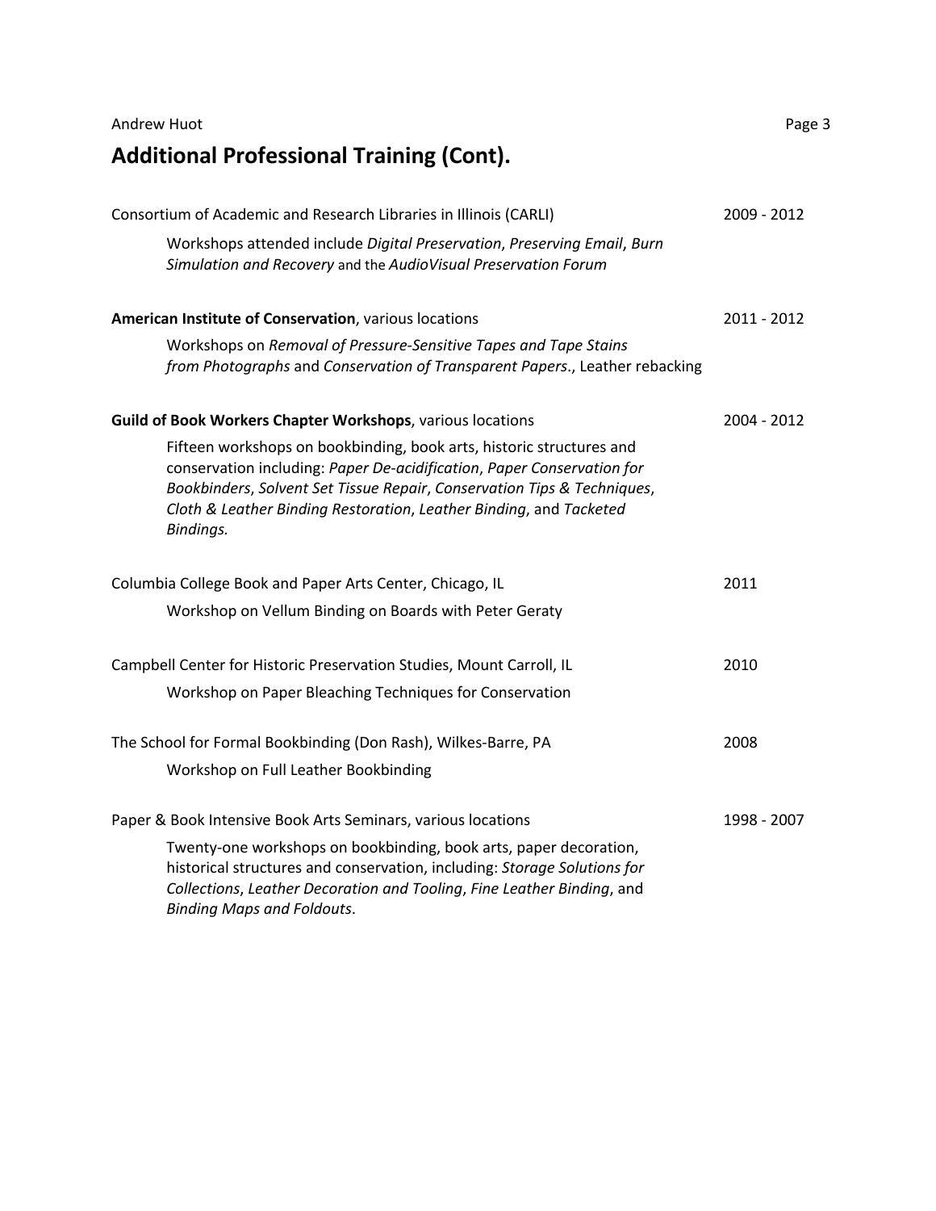## Additional Professional Training (Cont).

Consortium of Academic and Research Libraries in Illinois (CARLI) 2009 - 2012

Workshops attended include *Digital Preservation*, *Preserving Email*, *Burn Simulation and Recovery* and the *AudioVisual Preservation Forum*

**American Institute of Conservation**, various locations 2011 - 2012

Workshops on *Removal of Pressure-Sensitive Tapes and Tape Stains from Photographs* and *Conservation of Transparent Papers*., Leather rebacking

**Guild of Book Workers Chapter Workshops**, various locations 2004 - 2012

Fifteen workshops on bookbinding, book arts, historic structures and conservation including: *Paper De-acidification*, *Paper Conservation for Bookbinders*, *Solvent Set Tissue Repair*, *Conservation Tips & Techniques*, *Cloth & Leather Binding Restoration*, *Leather Binding*, and *Tacketed Bindings.*

Columbia College Book and Paper Arts Center, Chicago, IL 2011

Workshop on Vellum Binding on Boards with Peter Geraty

Campbell Center for Historic Preservation Studies, Mount Carroll, IL 2010

Workshop on Paper Bleaching Techniques for Conservation

The School for Formal Bookbinding (Don Rash), Wilkes-Barre, PA 2008

Workshop on Full Leather Bookbinding

Paper & Book Intensive Book Arts Seminars, various locations 1998 - 2007

Twenty-one workshops on bookbinding, book arts, paper decoration, historical structures and conservation, including: *Storage Solutions for Collections*, *Leather Decoration and Tooling*, *Fine Leather Binding*, and *Binding Maps and Foldouts*.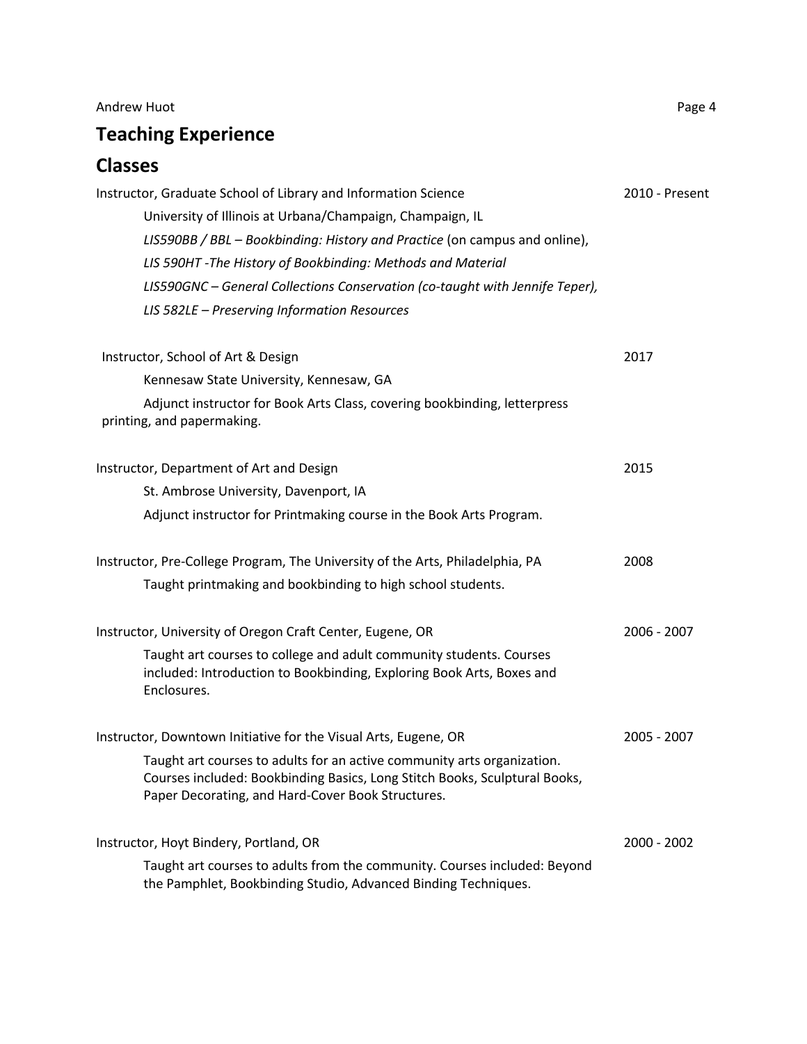# Teaching Experience

## Classes

Instructor, Graduate School of Library and Information Science — 2010 - Present

University of Illinois at Urbana/Champaign, Champaign, IL

*LIS590BB / BBL – Bookbinding: History and Practice* (on campus and online),

*LIS 590HT -The History of Bookbinding: Methods and Material*

*LIS590GNC – General Collections Conservation (co-taught with Jennife Teper),*

*LIS 582LE – Preserving Information Resources*

Instructor, School of Art & Design — 2017

Kennesaw State University, Kennesaw, GA

Adjunct instructor for Book Arts Class, covering bookbinding, letterpress printing, and papermaking.

Instructor, Department of Art and Design — 2015

St. Ambrose University, Davenport, IA

Adjunct instructor for Printmaking course in the Book Arts Program.

Instructor, Pre-College Program, The University of the Arts, Philadelphia, PA — 2008

Taught printmaking and bookbinding to high school students.

Instructor, University of Oregon Craft Center, Eugene, OR — 2006 - 2007

Taught art courses to college and adult community students. Courses included: Introduction to Bookbinding, Exploring Book Arts, Boxes and Enclosures.

Instructor, Downtown Initiative for the Visual Arts, Eugene, OR — 2005 - 2007

Taught art courses to adults for an active community arts organization. Courses included: Bookbinding Basics, Long Stitch Books, Sculptural Books, Paper Decorating, and Hard-Cover Book Structures.

Instructor, Hoyt Bindery, Portland, OR — 2000 - 2002

Taught art courses to adults from the community. Courses included: Beyond the Pamphlet, Bookbinding Studio, Advanced Binding Techniques.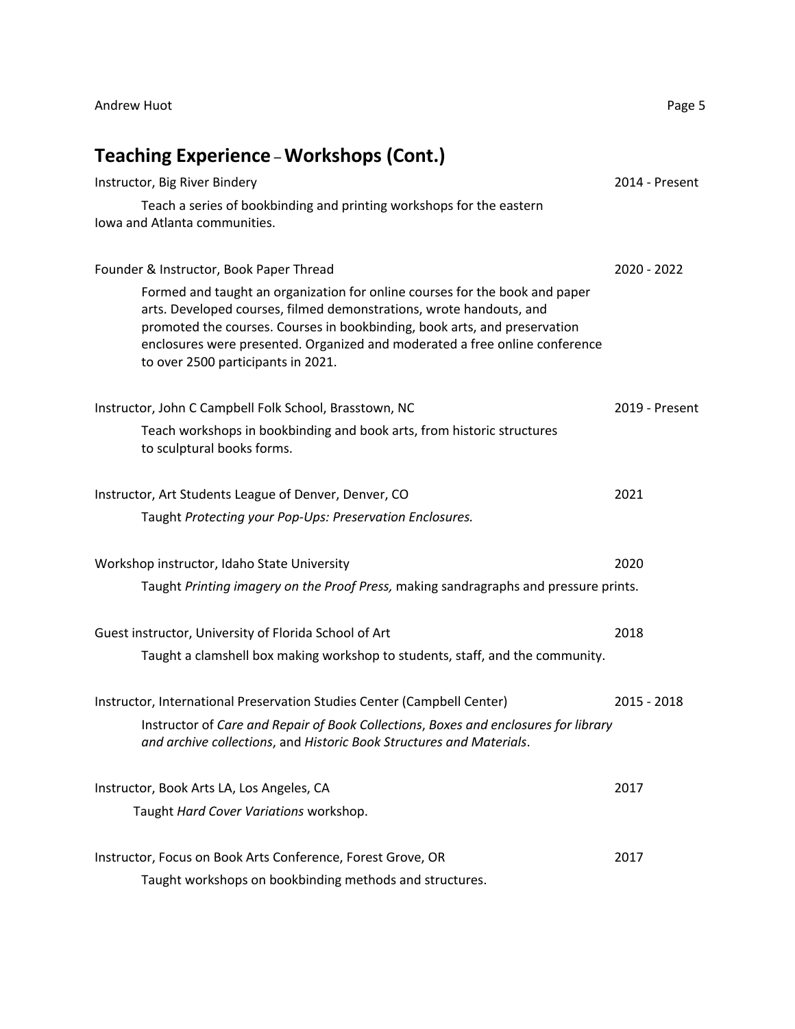## Teaching Experience – Workshops (Cont.)

Instructor, Big River Bindery — 2014 - Present

Teach a series of bookbinding and printing workshops for the eastern Iowa and Atlanta communities.

Founder & Instructor, Book Paper Thread — 2020 - 2022

Formed and taught an organization for online courses for the book and paper arts. Developed courses, filmed demonstrations, wrote handouts, and promoted the courses. Courses in bookbinding, book arts, and preservation enclosures were presented. Organized and moderated a free online conference to over 2500 participants in 2021.

Instructor, John C Campbell Folk School, Brasstown, NC — 2019 - Present

Teach workshops in bookbinding and book arts, from historic structures to sculptural books forms.

Instructor, Art Students League of Denver, Denver, CO — 2021

Taught *Protecting your Pop-Ups: Preservation Enclosures.*

Workshop instructor, Idaho State University — 2020

Taught *Printing imagery on the Proof Press,* making sandragraphs and pressure prints.

Guest instructor, University of Florida School of Art — 2018

Taught a clamshell box making workshop to students, staff, and the community.

Instructor, International Preservation Studies Center (Campbell Center) — 2015 - 2018

Instructor of *Care and Repair of Book Collections*, *Boxes and enclosures for library and archive collections*, and *Historic Book Structures and Materials*.

Instructor, Book Arts LA, Los Angeles, CA — 2017

Taught *Hard Cover Variations* workshop.

Instructor, Focus on Book Arts Conference, Forest Grove, OR — 2017

Taught workshops on bookbinding methods and structures.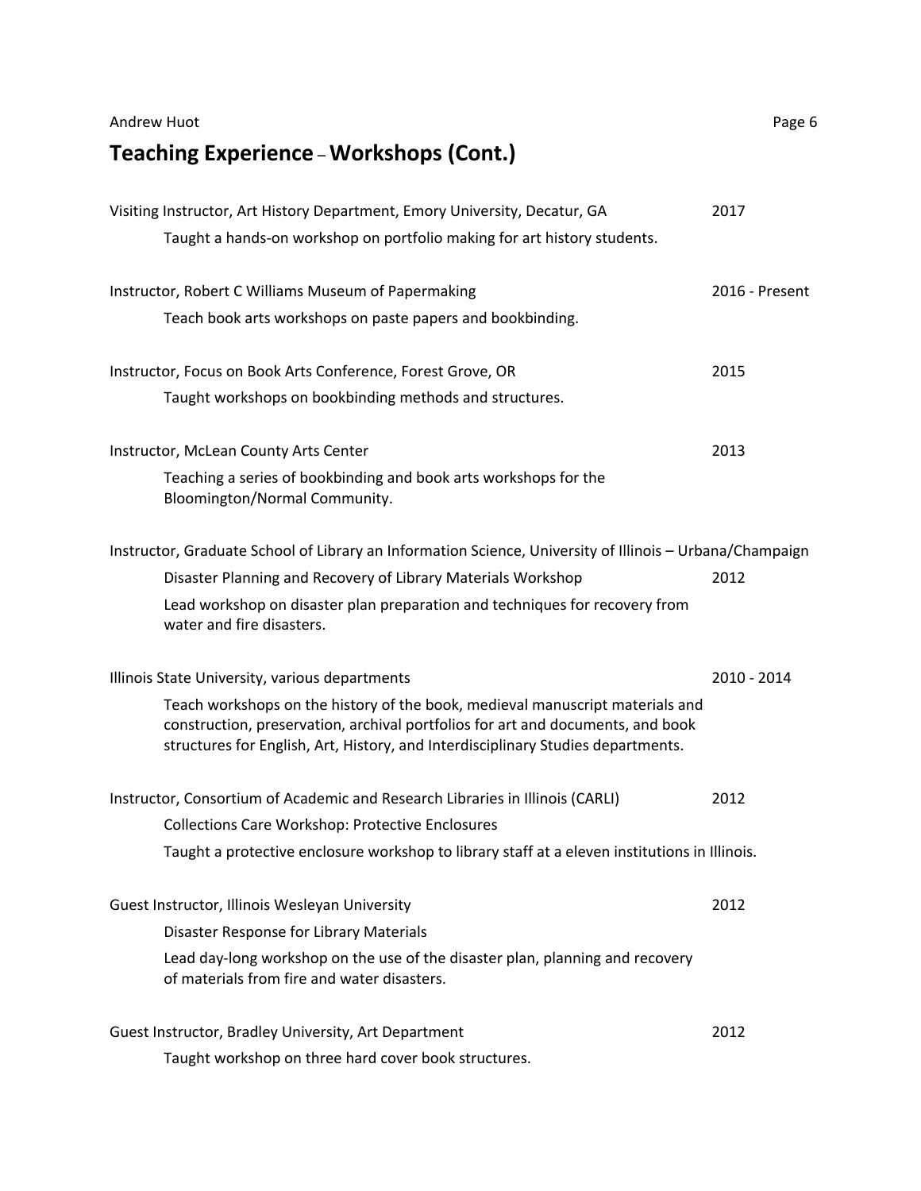## Teaching Experience – Workshops (Cont.)

Visiting Instructor, Art History Department, Emory University, Decatur, GA — 2017

Taught a hands-on workshop on portfolio making for art history students.

Instructor, Robert C Williams Museum of Papermaking — 2016 - Present

Teach book arts workshops on paste papers and bookbinding.

Instructor, Focus on Book Arts Conference, Forest Grove, OR — 2015

Taught workshops on bookbinding methods and structures.

Instructor, McLean County Arts Center — 2013

Teaching a series of bookbinding and book arts workshops for the Bloomington/Normal Community.

Instructor, Graduate School of Library an Information Science, University of Illinois – Urbana/Champaign

Disaster Planning and Recovery of Library Materials Workshop — 2012

Lead workshop on disaster plan preparation and techniques for recovery from water and fire disasters.

Illinois State University, various departments — 2010 - 2014

Teach workshops on the history of the book, medieval manuscript materials and construction, preservation, archival portfolios for art and documents, and book structures for English, Art, History, and Interdisciplinary Studies departments.

Instructor, Consortium of Academic and Research Libraries in Illinois (CARLI) — 2012

Collections Care Workshop: Protective Enclosures

Taught a protective enclosure workshop to library staff at a eleven institutions in Illinois.

Guest Instructor, Illinois Wesleyan University — 2012

Disaster Response for Library Materials

Lead day-long workshop on the use of the disaster plan, planning and recovery of materials from fire and water disasters.

Guest Instructor, Bradley University, Art Department — 2012

Taught workshop on three hard cover book structures.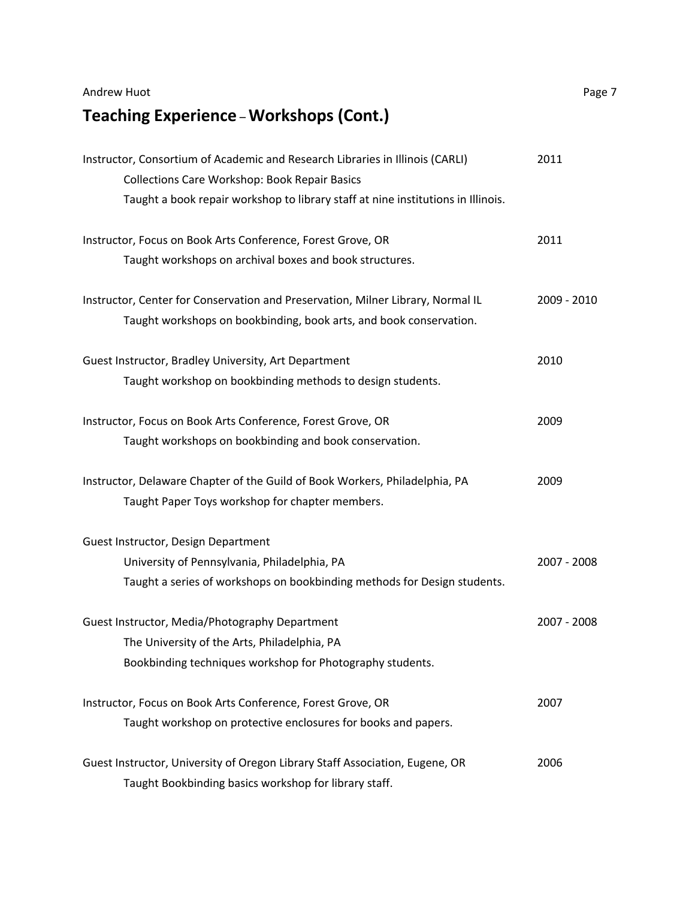## Teaching Experience – Workshops (Cont.)

Instructor, Consortium of Academic and Research Libraries in Illinois (CARLI) — 2011
Collections Care Workshop: Book Repair Basics
Taught a book repair workshop to library staff at nine institutions in Illinois.

Instructor, Focus on Book Arts Conference, Forest Grove, OR — 2011
Taught workshops on archival boxes and book structures.

Instructor, Center for Conservation and Preservation, Milner Library, Normal IL — 2009 - 2010
Taught workshops on bookbinding, book arts, and book conservation.

Guest Instructor, Bradley University, Art Department — 2010
Taught workshop on bookbinding methods to design students.

Instructor, Focus on Book Arts Conference, Forest Grove, OR — 2009
Taught workshops on bookbinding and book conservation.

Instructor, Delaware Chapter of the Guild of Book Workers, Philadelphia, PA — 2009
Taught Paper Toys workshop for chapter members.

Guest Instructor, Design Department
University of Pennsylvania, Philadelphia, PA — 2007 - 2008
Taught a series of workshops on bookbinding methods for Design students.

Guest Instructor, Media/Photography Department — 2007 - 2008
The University of the Arts, Philadelphia, PA
Bookbinding techniques workshop for Photography students.

Instructor, Focus on Book Arts Conference, Forest Grove, OR — 2007
Taught workshop on protective enclosures for books and papers.

Guest Instructor, University of Oregon Library Staff Association, Eugene, OR — 2006
Taught Bookbinding basics workshop for library staff.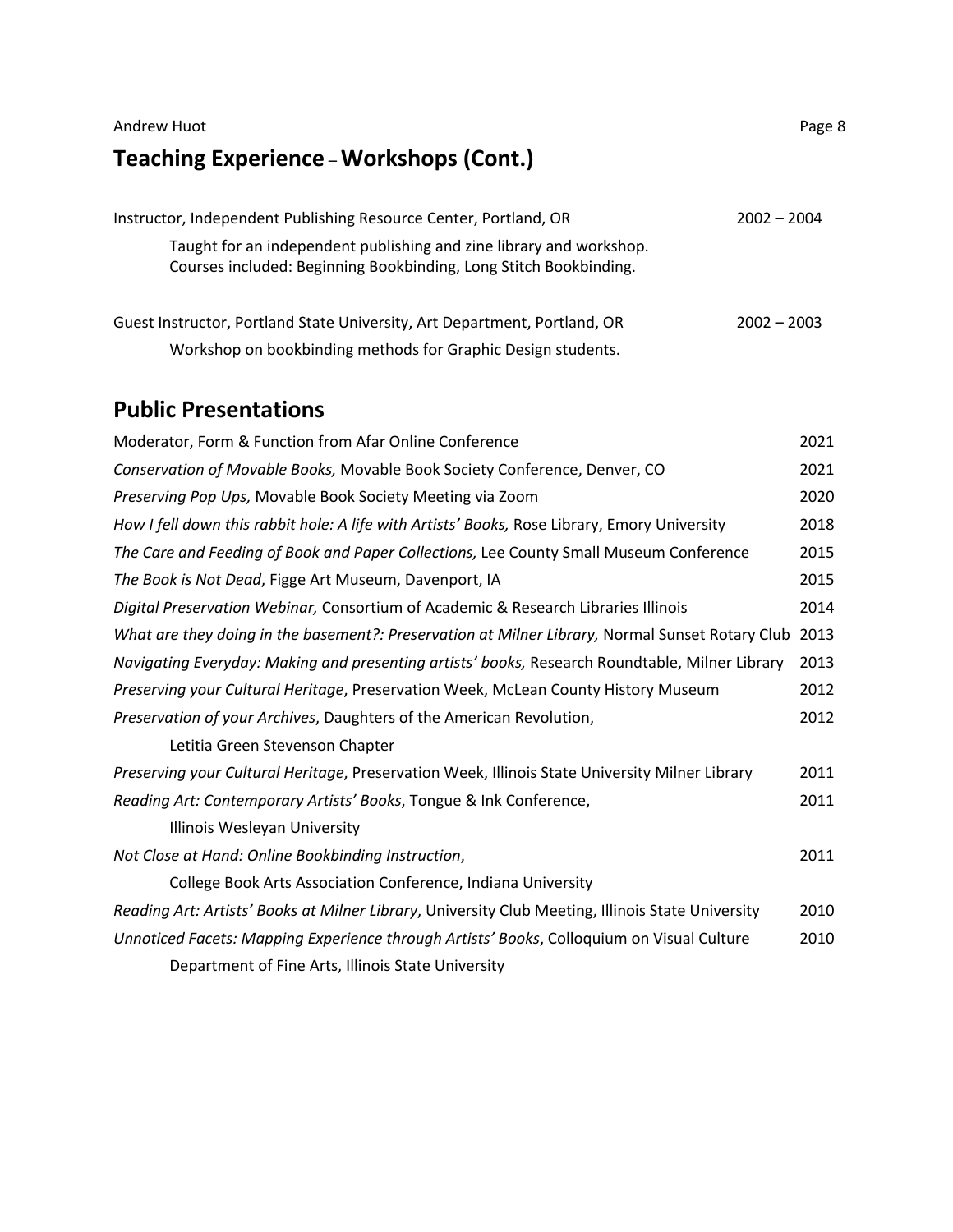## Teaching Experience – Workshops (Cont.)

Instructor, Independent Publishing Resource Center, Portland, OR 2002 – 2004

Taught for an independent publishing and zine library and workshop. Courses included: Beginning Bookbinding, Long Stitch Bookbinding.

Guest Instructor, Portland State University, Art Department, Portland, OR 2002 – 2003

Workshop on bookbinding methods for Graphic Design students.

## Public Presentations

Moderator, Form & Function from Afar Online Conference 2021

*Conservation of Movable Books,* Movable Book Society Conference, Denver, CO 2021

*Preserving Pop Ups,* Movable Book Society Meeting via Zoom 2020

*How I fell down this rabbit hole: A life with Artists' Books,* Rose Library, Emory University 2018

*The Care and Feeding of Book and Paper Collections,* Lee County Small Museum Conference 2015

*The Book is Not Dead*, Figge Art Museum, Davenport, IA 2015

*Digital Preservation Webinar,* Consortium of Academic & Research Libraries Illinois 2014

*What are they doing in the basement?: Preservation at Milner Library,* Normal Sunset Rotary Club 2013

*Navigating Everyday: Making and presenting artists' books,* Research Roundtable, Milner Library 2013

*Preserving your Cultural Heritage*, Preservation Week, McLean County History Museum 2012

*Preservation of your Archives*, Daughters of the American Revolution, Letitia Green Stevenson Chapter 2012

*Preserving your Cultural Heritage*, Preservation Week, Illinois State University Milner Library 2011

*Reading Art: Contemporary Artists' Books*, Tongue & Ink Conference, Illinois Wesleyan University 2011

*Not Close at Hand: Online Bookbinding Instruction*, College Book Arts Association Conference, Indiana University 2011

*Reading Art: Artists' Books at Milner Library*, University Club Meeting, Illinois State University 2010

*Unnoticed Facets: Mapping Experience through Artists' Books*, Colloquium on Visual Culture Department of Fine Arts, Illinois State University 2010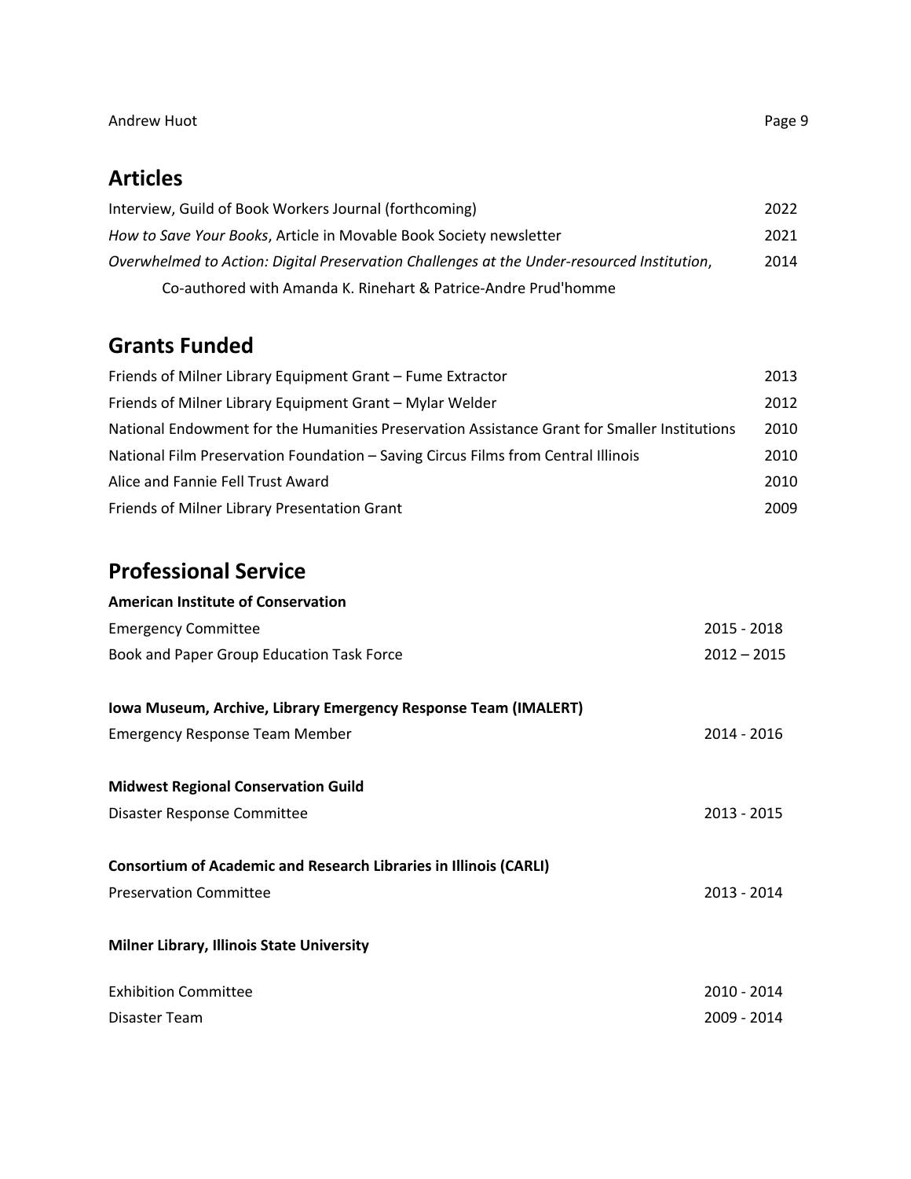## Articles

Interview, Guild of Book Workers Journal (forthcoming) 2022

*How to Save Your Books*, Article in Movable Book Society newsletter 2021

*Overwhelmed to Action: Digital Preservation Challenges at the Under-resourced Institution*, 2014
Co-authored with Amanda K. Rinehart & Patrice-Andre Prud'homme

## Grants Funded

Friends of Milner Library Equipment Grant – Fume Extractor 2013

Friends of Milner Library Equipment Grant – Mylar Welder 2012

National Endowment for the Humanities Preservation Assistance Grant for Smaller Institutions 2010

National Film Preservation Foundation – Saving Circus Films from Central Illinois 2010

Alice and Fannie Fell Trust Award 2010

Friends of Milner Library Presentation Grant 2009

## Professional Service

**American Institute of Conservation**

Emergency Committee 2015 - 2018

Book and Paper Group Education Task Force 2012 – 2015

**Iowa Museum, Archive, Library Emergency Response Team (IMALERT)**

Emergency Response Team Member 2014 - 2016

**Midwest Regional Conservation Guild**

Disaster Response Committee 2013 - 2015

**Consortium of Academic and Research Libraries in Illinois (CARLI)**

Preservation Committee 2013 - 2014

**Milner Library, Illinois State University**

Exhibition Committee 2010 - 2014

Disaster Team 2009 - 2014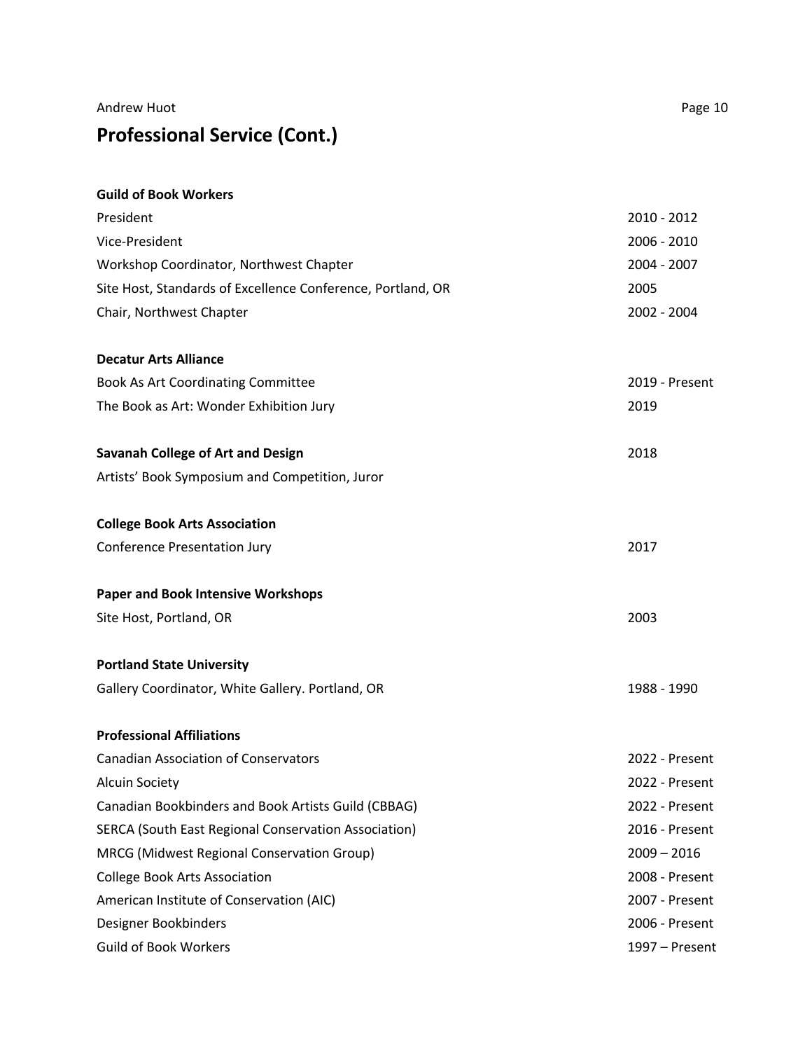## Professional Service (Cont.)

**Guild of Book Workers**

| | |
|---|---|
| President | 2010 - 2012 |
| Vice-President | 2006 - 2010 |
| Workshop Coordinator, Northwest Chapter | 2004 - 2007 |
| Site Host, Standards of Excellence Conference, Portland, OR | 2005 |
| Chair, Northwest Chapter | 2002 - 2004 |

**Decatur Arts Alliance**

| | |
|---|---|
| Book As Art Coordinating Committee | 2019 - Present |
| The Book as Art: Wonder Exhibition Jury | 2019 |

**Savanah College of Art and Design** 2018

Artists' Book Symposium and Competition, Juror

**College Book Arts Association**

| | |
|---|---|
| Conference Presentation Jury | 2017 |

**Paper and Book Intensive Workshops**

| | |
|---|---|
| Site Host, Portland, OR | 2003 |

**Portland State University**

| | |
|---|---|
| Gallery Coordinator, White Gallery. Portland, OR | 1988 - 1990 |

**Professional Affiliations**

| | |
|---|---|
| Canadian Association of Conservators | 2022 - Present |
| Alcuin Society | 2022 - Present |
| Canadian Bookbinders and Book Artists Guild (CBBAG) | 2022 - Present |
| SERCA (South East Regional Conservation Association) | 2016 - Present |
| MRCG (Midwest Regional Conservation Group) | 2009 – 2016 |
| College Book Arts Association | 2008 - Present |
| American Institute of Conservation (AIC) | 2007 - Present |
| Designer Bookbinders | 2006 - Present |
| Guild of Book Workers | 1997 – Present |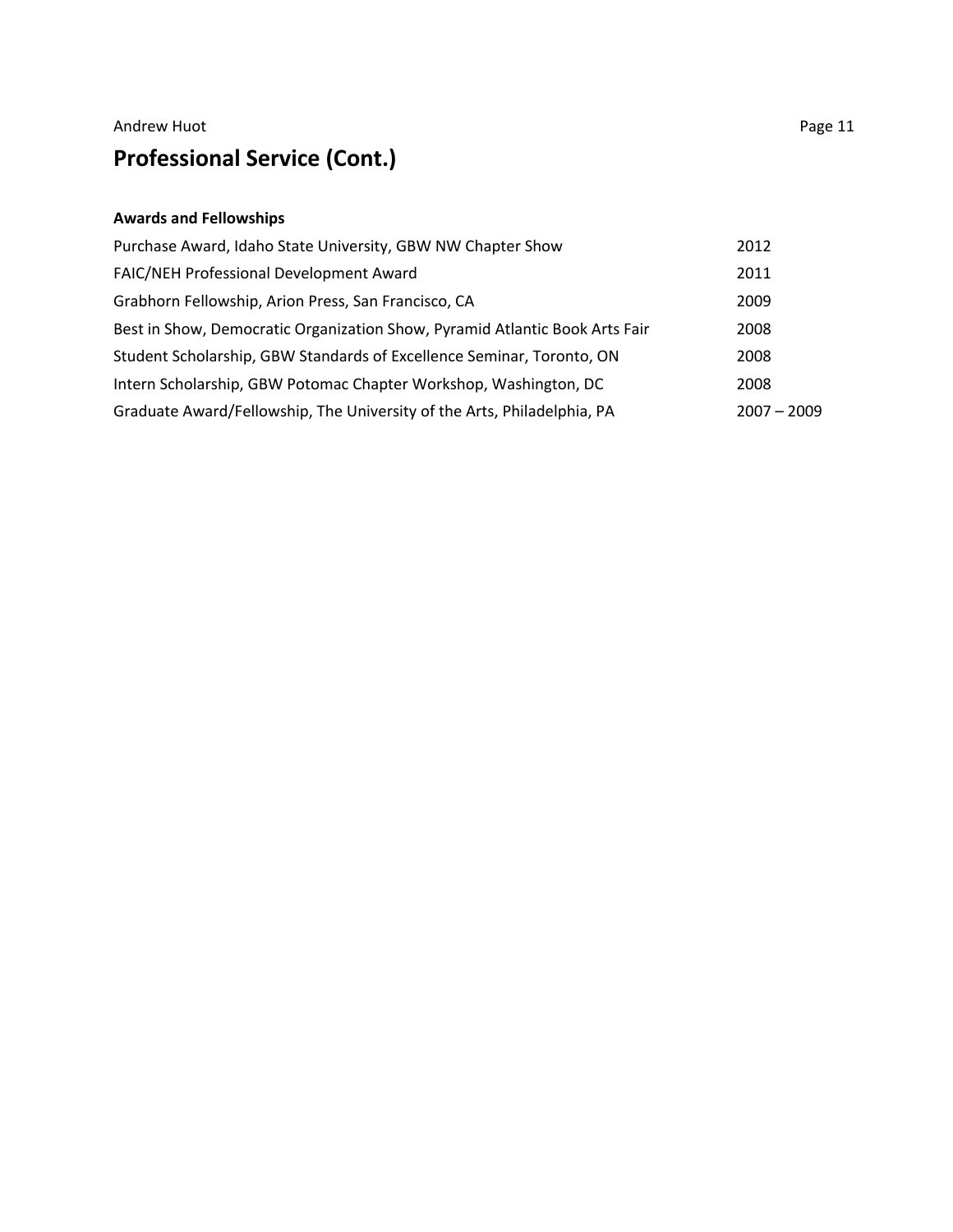## Professional Service (Cont.)

### Awards and Fellowships

| | |
|---|---|
| Purchase Award, Idaho State University, GBW NW Chapter Show | 2012 |
| FAIC/NEH Professional Development Award | 2011 |
| Grabhorn Fellowship, Arion Press, San Francisco, CA | 2009 |
| Best in Show, Democratic Organization Show, Pyramid Atlantic Book Arts Fair | 2008 |
| Student Scholarship, GBW Standards of Excellence Seminar, Toronto, ON | 2008 |
| Intern Scholarship, GBW Potomac Chapter Workshop, Washington, DC | 2008 |
| Graduate Award/Fellowship, The University of the Arts, Philadelphia, PA | 2007 – 2009 |